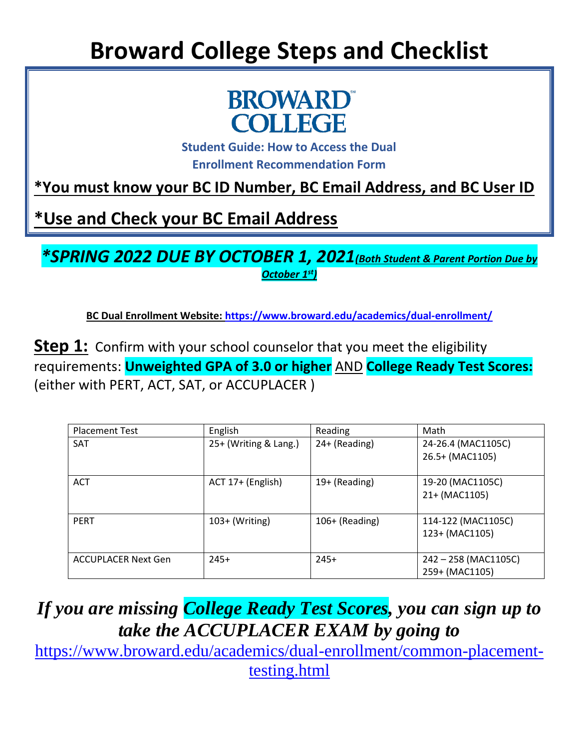# Broward College Steps and Checklist

**BROWARD COLLEGE**

**Student Guide: How to Access the Dual Enrollment Recommendation Form**

**\*You must know your BC ID Number, BC Email Address, and BC User ID**

**\*Use and Check your BC Email Address**

***\*SPRING 2022 DUE BY OCTOBER 1, 2021** **(Both Student & Parent Portion Due by October 1st)***

**BC Dual Enrollment Website: https://www.broward.edu/academics/dual-enrollment/**

**Step 1:** Confirm with your school counselor that you meet the eligibility requirements: **Unweighted GPA of 3.0 or higher** AND **College Ready Test Scores:** (either with PERT, ACT, SAT, or ACCUPLACER )

| Placement Test | English | Reading | Math |
|---|---|---|---|
| SAT | 25+ (Writing & Lang.) | 24+ (Reading) | 24-26.4 (MAC1105C)<br>26.5+ (MAC1105) |
| ACT | ACT 17+ (English) | 19+ (Reading) | 19-20 (MAC1105C)<br>21+ (MAC1105) |
| PERT | 103+ (Writing) | 106+ (Reading) | 114-122 (MAC1105C)<br>123+ (MAC1105) |
| ACCUPLACER Next Gen | 245+ | 245+ | 242 – 258 (MAC1105C)<br>259+ (MAC1105) |

***If you are missing College Ready Test Scores, you can sign up to take the ACCUPLACER EXAM by going to***
https://www.broward.edu/academics/dual-enrollment/common-placement-testing.html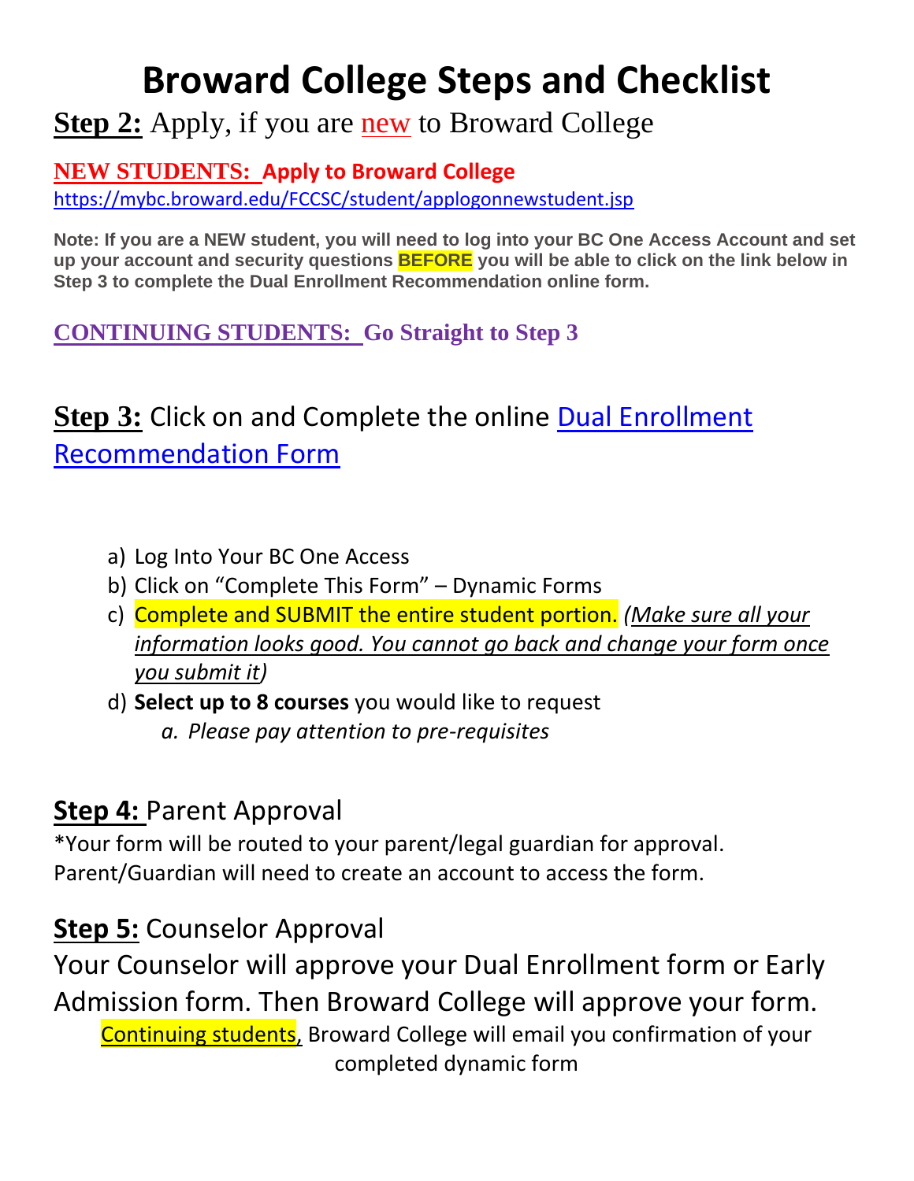# Broward College Steps and Checklist

## **Step 2:** Apply, if you are new to Broward College

**NEW STUDENTS: Apply to Broward College**
https://mybc.broward.edu/FCCSC/student/applogonnewstudent.jsp

**Note: If you are a NEW student, you will need to log into your BC One Access Account and set up your account and security questions BEFORE you will be able to click on the link below in Step 3 to complete the Dual Enrollment Recommendation online form.**

**CONTINUING STUDENTS: Go Straight to Step 3**

## **Step 3:** Click on and Complete the online Dual Enrollment Recommendation Form

a) Log Into Your BC One Access
b) Click on "Complete This Form" – Dynamic Forms
c) Complete and SUBMIT the entire student portion. *(Make sure all your information looks good. You cannot go back and change your form once you submit it)*
d) **Select up to 8 courses** you would like to request
   a. *Please pay attention to pre-requisites*

## **Step 4:** Parent Approval

*Your form will be routed to your parent/legal guardian for approval. Parent/Guardian will need to create an account to access the form.

## **Step 5:** Counselor Approval

Your Counselor will approve your Dual Enrollment form or Early Admission form. Then Broward College will approve your form.

Continuing students, Broward College will email you confirmation of your completed dynamic form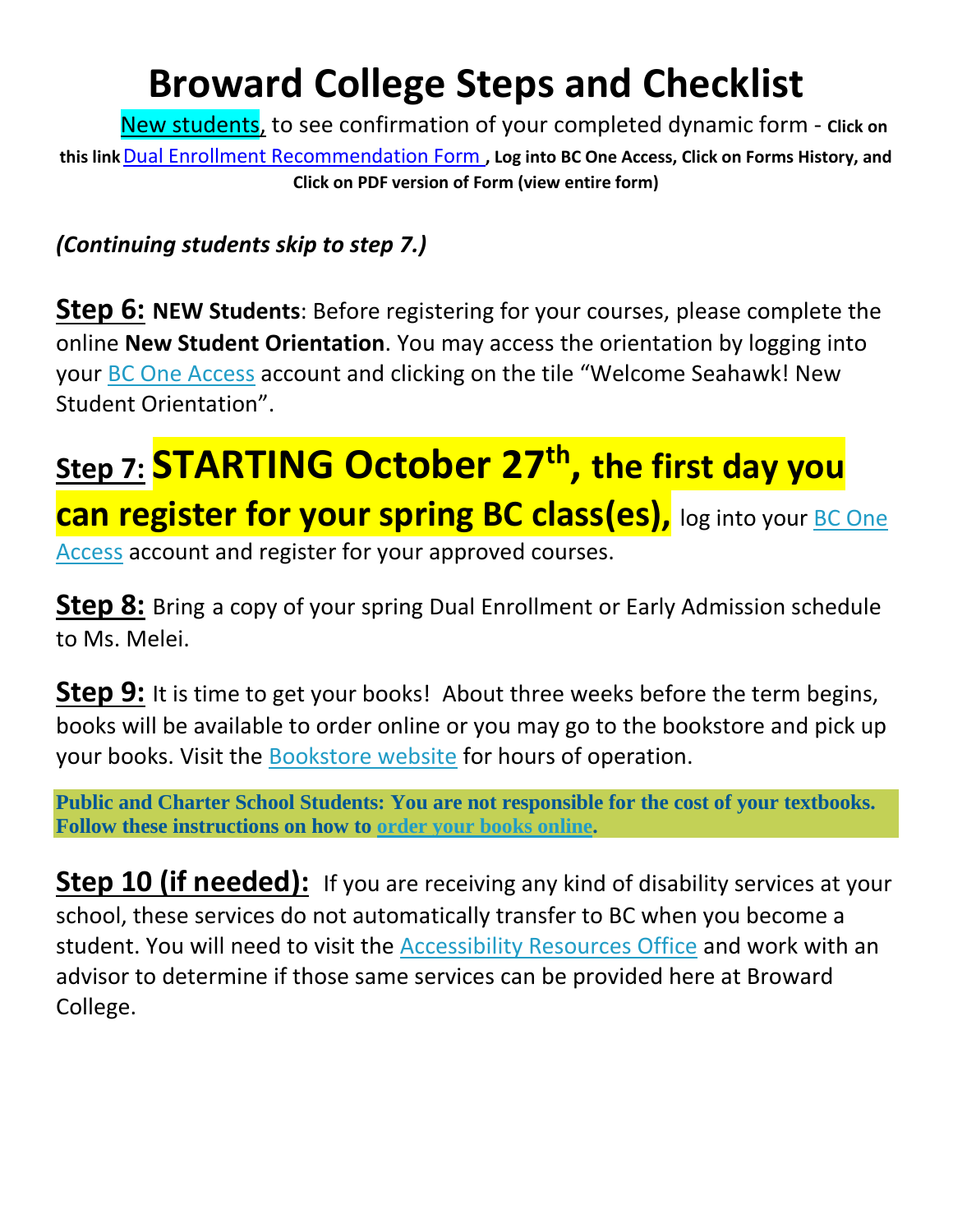# Broward College Steps and Checklist

New students, to see confirmation of your completed dynamic form - **Click on this link** Dual Enrollment Recommendation Form **, Log into BC One Access, Click on Forms History, and Click on PDF version of Form (view entire form)**

***(Continuing students skip to step 7.)***

**Step 6:** **NEW Students**: Before registering for your courses, please complete the online **New Student Orientation**. You may access the orientation by logging into your BC One Access account and clicking on the tile "Welcome Seahawk! New Student Orientation".

**Step 7:** **STARTING October 27th, the first day you can register for your spring BC class(es),** log into your BC One Access account and register for your approved courses.

**Step 8:** Bring a copy of your spring Dual Enrollment or Early Admission schedule to Ms. Melei.

**Step 9:** It is time to get your books! About three weeks before the term begins, books will be available to order online or you may go to the bookstore and pick up your books. Visit the Bookstore website for hours of operation.

**Public and Charter School Students: You are not responsible for the cost of your textbooks. Follow these instructions on how to order your books online.**

**Step 10 (if needed):** If you are receiving any kind of disability services at your school, these services do not automatically transfer to BC when you become a student. You will need to visit the Accessibility Resources Office and work with an advisor to determine if those same services can be provided here at Broward College.